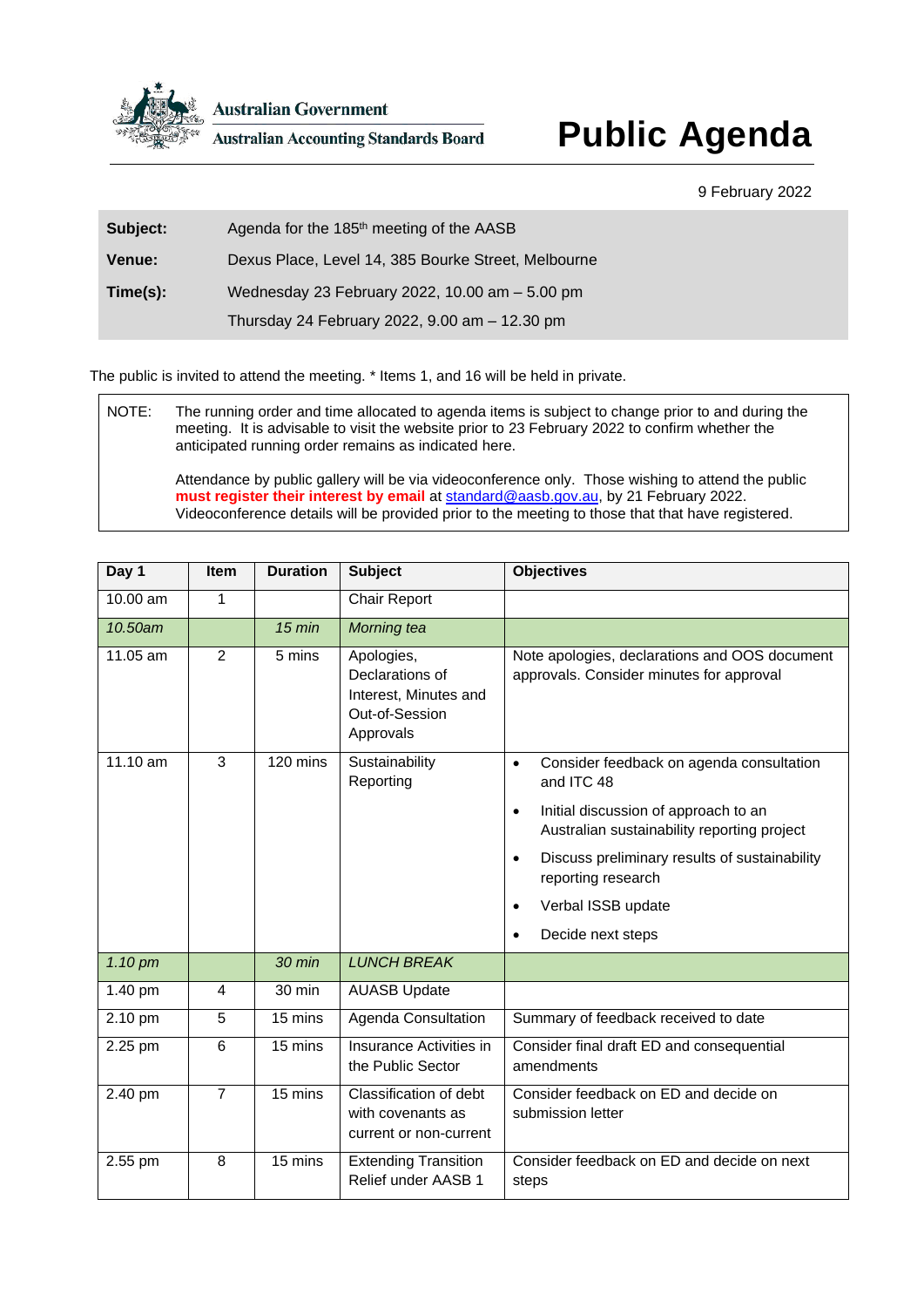Australian Government
Australian Accounting Standards Board

# Public Agenda

9 February 2022

| | |
|---|---|
| **Subject:** | Agenda for the 185th meeting of the AASB |
| **Venue:** | Dexus Place, Level 14, 385 Bourke Street, Melbourne |
| **Time(s):** | Wednesday 23 February 2022, 10.00 am – 5.00 pm |
| | Thursday 24 February 2022, 9.00 am – 12.30 pm |

The public is invited to attend the meeting. * Items 1, and 16 will be held in private.

NOTE: The running order and time allocated to agenda items is subject to change prior to and during the meeting. It is advisable to visit the website prior to 23 February 2022 to confirm whether the anticipated running order remains as indicated here.

Attendance by public gallery will be via videoconference only. Those wishing to attend the public **must register their interest by email** at standard@aasb.gov.au, by 21 February 2022. Videoconference details will be provided prior to the meeting to those that that have registered.

| Day 1 | Item | Duration | Subject | Objectives |
|---|---|---|---|---|
| 10.00 am | 1 | | Chair Report | |
| *10.50am* | | *15 min* | *Morning tea* | |
| 11.05 am | 2 | 5 mins | Apologies, Declarations of Interest, Minutes and Out-of-Session Approvals | Note apologies, declarations and OOS document approvals. Consider minutes for approval |
| 11.10 am | 3 | 120 mins | Sustainability Reporting | • Consider feedback on agenda consultation and ITC 48<br>• Initial discussion of approach to an Australian sustainability reporting project<br>• Discuss preliminary results of sustainability reporting research<br>• Verbal ISSB update<br>• Decide next steps |
| *1.10 pm* | | *30 min* | *LUNCH BREAK* | |
| 1.40 pm | 4 | 30 min | AUASB Update | |
| 2.10 pm | 5 | 15 mins | Agenda Consultation | Summary of feedback received to date |
| 2.25 pm | 6 | 15 mins | Insurance Activities in the Public Sector | Consider final draft ED and consequential amendments |
| 2.40 pm | 7 | 15 mins | Classification of debt with covenants as current or non-current | Consider feedback on ED and decide on submission letter |
| 2.55 pm | 8 | 15 mins | Extending Transition Relief under AASB 1 | Consider feedback on ED and decide on next steps |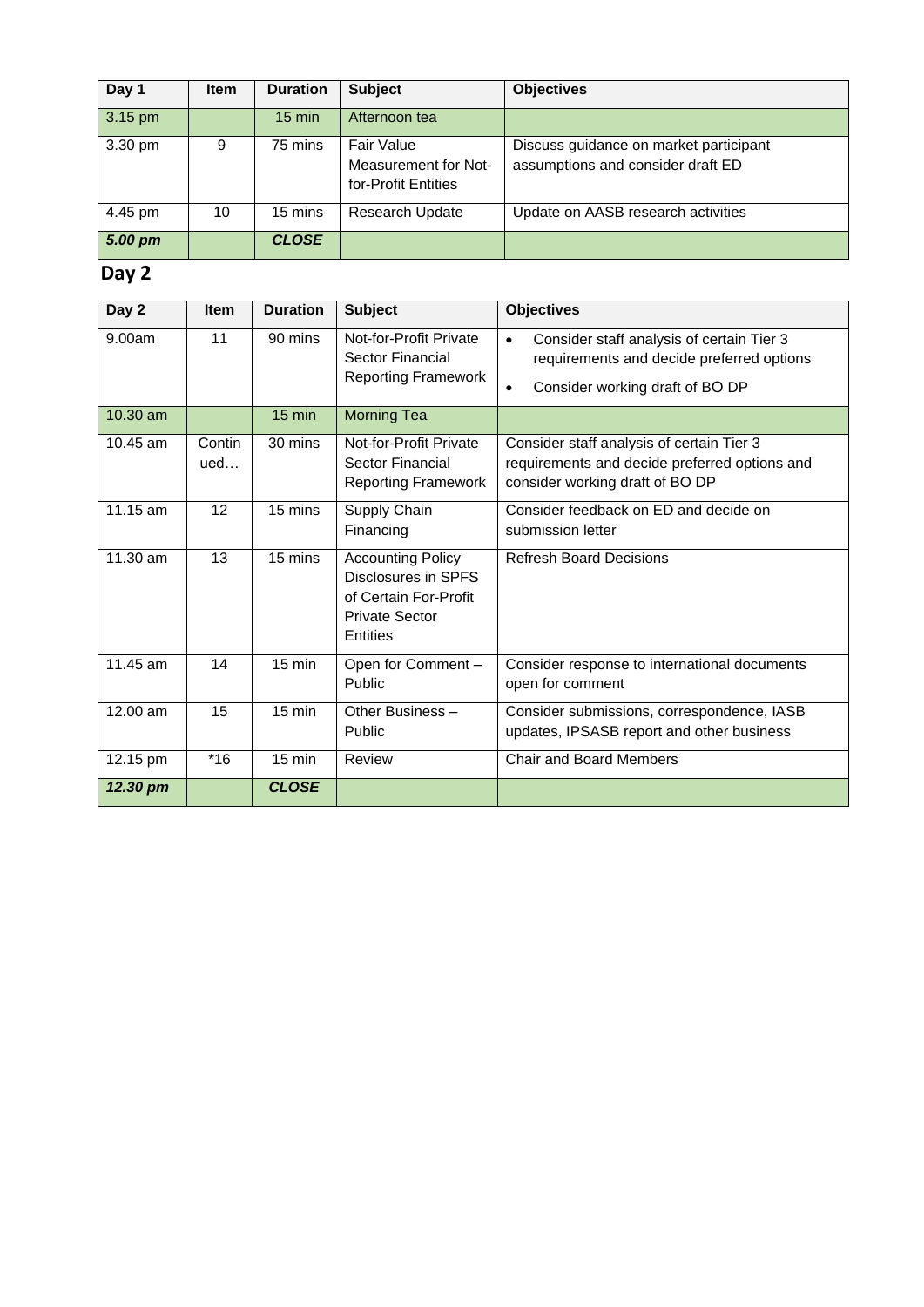| Day 1 | Item | Duration | Subject | Objectives |
|---|---|---|---|---|
| 3.15 pm | | 15 min | Afternoon tea | |
| 3.30 pm | 9 | 75 mins | Fair Value Measurement for Not-for-Profit Entities | Discuss guidance on market participant assumptions and consider draft ED |
| 4.45 pm | 10 | 15 mins | Research Update | Update on AASB research activities |
| ***5.00 pm*** | | ***CLOSE*** | | |

## Day 2

| Day 2 | Item | Duration | Subject | Objectives |
|---|---|---|---|---|
| 9.00am | 11 | 90 mins | Not-for-Profit Private Sector Financial Reporting Framework | • Consider staff analysis of certain Tier 3 requirements and decide preferred options<br>• Consider working draft of BO DP |
| 10.30 am | | 15 min | Morning Tea | |
| 10.45 am | Continued… | 30 mins | Not-for-Profit Private Sector Financial Reporting Framework | Consider staff analysis of certain Tier 3 requirements and decide preferred options and consider working draft of BO DP |
| 11.15 am | 12 | 15 mins | Supply Chain Financing | Consider feedback on ED and decide on submission letter |
| 11.30 am | 13 | 15 mins | Accounting Policy Disclosures in SPFS of Certain For-Profit Private Sector Entities | Refresh Board Decisions |
| 11.45 am | 14 | 15 min | Open for Comment – Public | Consider response to international documents open for comment |
| 12.00 am | 15 | 15 min | Other Business – Public | Consider submissions, correspondence, IASB updates, IPSASB report and other business |
| 12.15 pm | *16 | 15 min | Review | Chair and Board Members |
| ***12.30 pm*** | | ***CLOSE*** | | |